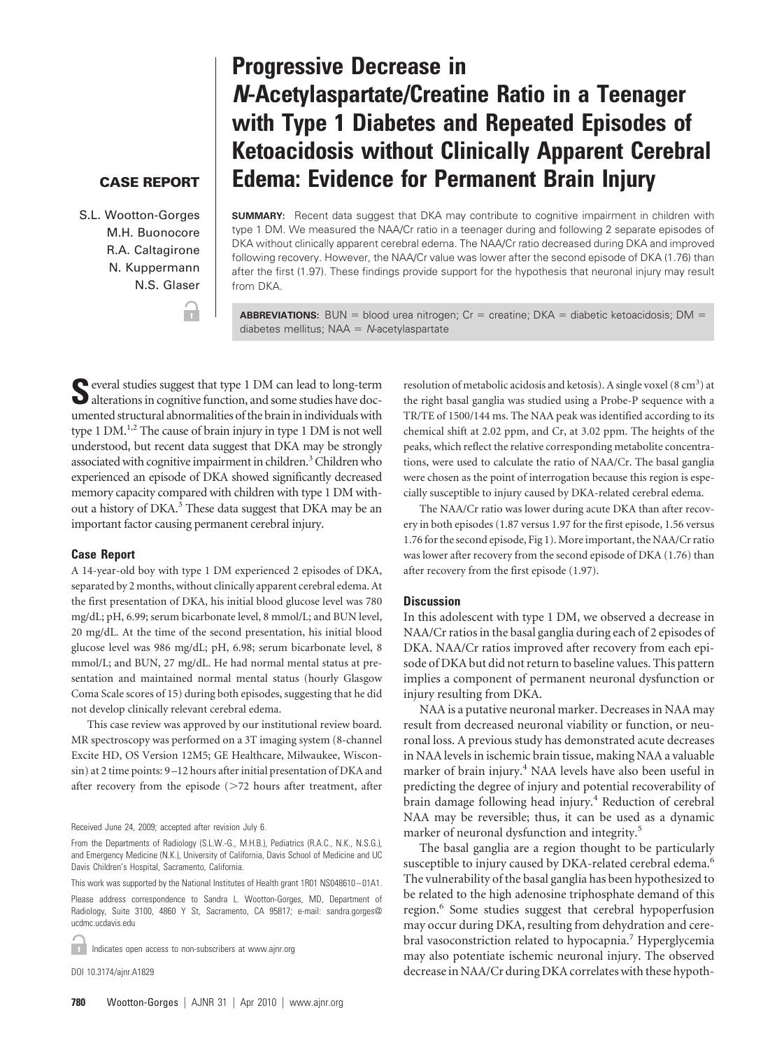CASE REPORT

# Progressive Decrease in *N*-Acetylaspartate/Creatine Ratio in a Teenager with Type 1 Diabetes and Repeated Episodes of Ketoacidosis without Clinically Apparent Cerebral Edema: Evidence for Permanent Brain Injury

S.L. Wootton-Gorges
M.H. Buonocore
R.A. Caltagirone
N. Kuppermann
N.S. Glaser

**SUMMARY:** Recent data suggest that DKA may contribute to cognitive impairment in children with type 1 DM. We measured the NAA/Cr ratio in a teenager during and following 2 separate episodes of DKA without clinically apparent cerebral edema. The NAA/Cr ratio decreased during DKA and improved following recovery. However, the NAA/Cr value was lower after the second episode of DKA (1.76) than after the first (1.97). These findings provide support for the hypothesis that neuronal injury may result from DKA.

**ABBREVIATIONS:** BUN = blood urea nitrogen; Cr = creatine; DKA = diabetic ketoacidosis; DM = diabetes mellitus; NAA = *N*-acetylaspartate

Several studies suggest that type 1 DM can lead to long-term alterations in cognitive function, and some studies have documented structural abnormalities of the brain in individuals with type 1 DM.[1,2] The cause of brain injury in type 1 DM is not well understood, but recent data suggest that DKA may be strongly associated with cognitive impairment in children.[3] Children who experienced an episode of DKA showed significantly decreased memory capacity compared with children with type 1 DM without a history of DKA.[3] These data suggest that DKA may be an important factor causing permanent cerebral injury.

## Case Report

A 14-year-old boy with type 1 DM experienced 2 episodes of DKA, separated by 2 months, without clinically apparent cerebral edema. At the first presentation of DKA, his initial blood glucose level was 780 mg/dL; pH, 6.99; serum bicarbonate level, 8 mmol/L; and BUN level, 20 mg/dL. At the time of the second presentation, his initial blood glucose level was 986 mg/dL; pH, 6.98; serum bicarbonate level, 8 mmol/L; and BUN, 27 mg/dL. He had normal mental status at presentation and maintained normal mental status (hourly Glasgow Coma Scale scores of 15) during both episodes, suggesting that he did not develop clinically relevant cerebral edema.

This case review was approved by our institutional review board. MR spectroscopy was performed on a 3T imaging system (8-channel Excite HD, OS Version 12M5; GE Healthcare, Milwaukee, Wisconsin) at 2 time points: 9–12 hours after initial presentation of DKA and after recovery from the episode (>72 hours after treatment, after resolution of metabolic acidosis and ketosis). A single voxel (8 $cm^3$) at the right basal ganglia was studied using a Probe-P sequence with a TR/TE of 1500/144 ms. The NAA peak was identified according to its chemical shift at 2.02 ppm, and Cr, at 3.02 ppm. The heights of the peaks, which reflect the relative corresponding metabolite concentrations, were used to calculate the ratio of NAA/Cr. The basal ganglia were chosen as the point of interrogation because this region is especially susceptible to injury caused by DKA-related cerebral edema.

The NAA/Cr ratio was lower during acute DKA than after recovery in both episodes (1.87 versus 1.97 for the first episode, 1.56 versus 1.76 for the second episode, Fig 1). More important, the NAA/Cr ratio was lower after recovery from the second episode of DKA (1.76) than after recovery from the first episode (1.97).

## Discussion

In this adolescent with type 1 DM, we observed a decrease in NAA/Cr ratios in the basal ganglia during each of 2 episodes of DKA. NAA/Cr ratios improved after recovery from each episode of DKA but did not return to baseline values. This pattern implies a component of permanent neuronal dysfunction or injury resulting from DKA.

NAA is a putative neuronal marker. Decreases in NAA may result from decreased neuronal viability or function, or neuronal loss. A previous study has demonstrated acute decreases in NAA levels in ischemic brain tissue, making NAA a valuable marker of brain injury.[4] NAA levels have also been useful in predicting the degree of injury and potential recoverability of brain damage following head injury.[4] Reduction of cerebral NAA may be reversible; thus, it can be used as a dynamic marker of neuronal dysfunction and integrity.[5]

The basal ganglia are a region thought to be particularly susceptible to injury caused by DKA-related cerebral edema.[6] The vulnerability of the basal ganglia has been hypothesized to be related to the high adenosine triphosphate demand of this region.[6] Some studies suggest that cerebral hypoperfusion may occur during DKA, resulting from dehydration and cerebral vasoconstriction related to hypocapnia.[7] Hyperglycemia may also potentiate ischemic neuronal injury. The observed decrease in NAA/Cr during DKA correlates with these hypoth-

Received June 24, 2009; accepted after revision July 6.

From the Departments of Radiology (S.L.W.-G., M.H.B.), Pediatrics (R.A.C., N.K., N.S.G.), and Emergency Medicine (N.K.), University of California, Davis School of Medicine and UC Davis Children's Hospital, Sacramento, California.

This work was supported by the National Institutes of Health grant 1R01 NS048610–01A1.

Please address correspondence to Sandra L. Wootton-Gorges, MD, Department of Radiology, Suite 3100, 4860 Y St, Sacramento, CA 95817; e-mail: sandra.gorges@ucdmc.ucdavis.edu

Indicates open access to non-subscribers at www.ajnr.org

DOI 10.3174/ajnr.A1829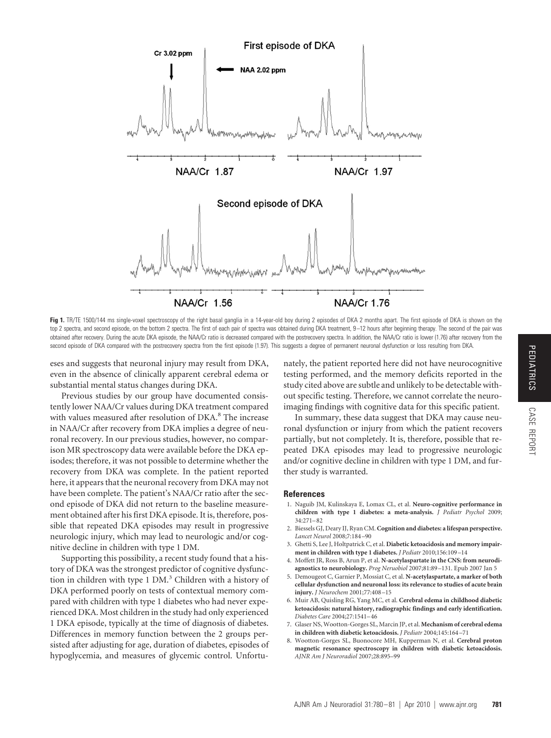First episode of DKA

Cr 3.02 ppm

NAA 2.02 ppm

NAA/Cr 1.87

NAA/Cr 1.97

Second episode of DKA

NAA/Cr 1.56

NAA/Cr 1.76

**Fig 1.** TR/TE 1500/144 ms single-voxel spectroscopy of the right basal ganglia in a 14-year-old boy during 2 episodes of DKA 2 months apart. The first episode of DKA is shown on the top 2 spectra, and second episode, on the bottom 2 spectra. The first of each pair of spectra was obtained during DKA treatment, 9–12 hours after beginning therapy. The second of the pair was obtained after recovery. During the acute DKA episode, the NAA/Cr ratio is decreased compared with the postrecovery spectra. In addition, the NAA/Cr ratio is lower (1.76) after recovery from the second episode of DKA compared with the postrecovery spectra from the first episode (1.97). This suggests a degree of permanent neuronal dysfunction or loss resulting from DKA.

eses and suggests that neuronal injury may result from DKA, even in the absence of clinically apparent cerebral edema or substantial mental status changes during DKA.

Previous studies by our group have documented consistently lower NAA/Cr values during DKA treatment compared with values measured after resolution of DKA.[8] The increase in NAA/Cr after recovery from DKA implies a degree of neuronal recovery. In our previous studies, however, no comparison MR spectroscopy data were available before the DKA episodes; therefore, it was not possible to determine whether the recovery from DKA was complete. In the patient reported here, it appears that the neuronal recovery from DKA may not have been complete. The patient's NAA/Cr ratio after the second episode of DKA did not return to the baseline measurement obtained after his first DKA episode. It is, therefore, possible that repeated DKA episodes may result in progressive neurologic injury, which may lead to neurologic and/or cognitive decline in children with type 1 DM.

Supporting this possibility, a recent study found that a history of DKA was the strongest predictor of cognitive dysfunction in children with type 1 DM.[3] Children with a history of DKA performed poorly on tests of contextual memory compared with children with type 1 diabetes who had never experienced DKA. Most children in the study had only experienced 1 DKA episode, typically at the time of diagnosis of diabetes. Differences in memory function between the 2 groups persisted after adjusting for age, duration of diabetes, episodes of hypoglycemia, and measures of glycemic control. Unfortunately, the patient reported here did not have neurocognitive testing performed, and the memory deficits reported in the study cited above are subtle and unlikely to be detectable without specific testing. Therefore, we cannot correlate the neuroimaging findings with cognitive data for this specific patient.

In summary, these data suggest that DKA may cause neuronal dysfunction or injury from which the patient recovers partially, but not completely. It is, therefore, possible that repeated DKA episodes may lead to progressive neurologic and/or cognitive decline in children with type 1 DM, and further study is warranted.

## References

1. Naguib JM, Kulinskaya E, Lomax CL, et al. **Neuro-cognitive performance in children with type 1 diabetes: a meta-analysis.** *J Pediatr Psychol* 2009;34:271–82
2. Biessels GJ, Deary IJ, Ryan CM. **Cognition and diabetes: a lifespan perspective.** *Lancet Neurol* 2008;7:184–90
3. Ghetti S, Lee J, Holtpatrick C, et al. **Diabetic ketoacidosis and memory impairment in children with type 1 diabetes.** *J Pediatr* 2010;156:109–14
4. Moffett JR, Ross B, Arun P, et al. **N-acetylaspartate in the CNS: from neurodiagnostics to neurobiology.** *Prog Neruobiol* 2007;81:89–131. Epub 2007 Jan 5
5. Demougeot C, Garnier P, Mossiat C, et al. **N-acetylaspartate, a marker of both cellular dysfunction and neuronal loss: its relevance to studies of acute brain injury.** *J Neurochem* 2001;77:408–15
6. Muir AB, Quisling RG, Yang MC, et al. **Cerebral edema in childhood diabetic ketoacidosis: natural history, radiographic findings and early identification.** *Diabetes Care* 2004;27:1541–46
7. Glaser NS, Wootton-Gorges SL, Marcin JP, et al. **Mechanism of cerebral edema in children with diabetic ketoacidosis.** *J Pediatr* 2004;145:164–71
8. Wootton-Gorges SL, Buonocore MH, Kupperman N, et al. **Cerebral proton magnetic resonance spectroscopy in children with diabetic ketoacidosis.** *AJNR Am J Neuroradiol* 2007;28:895–99